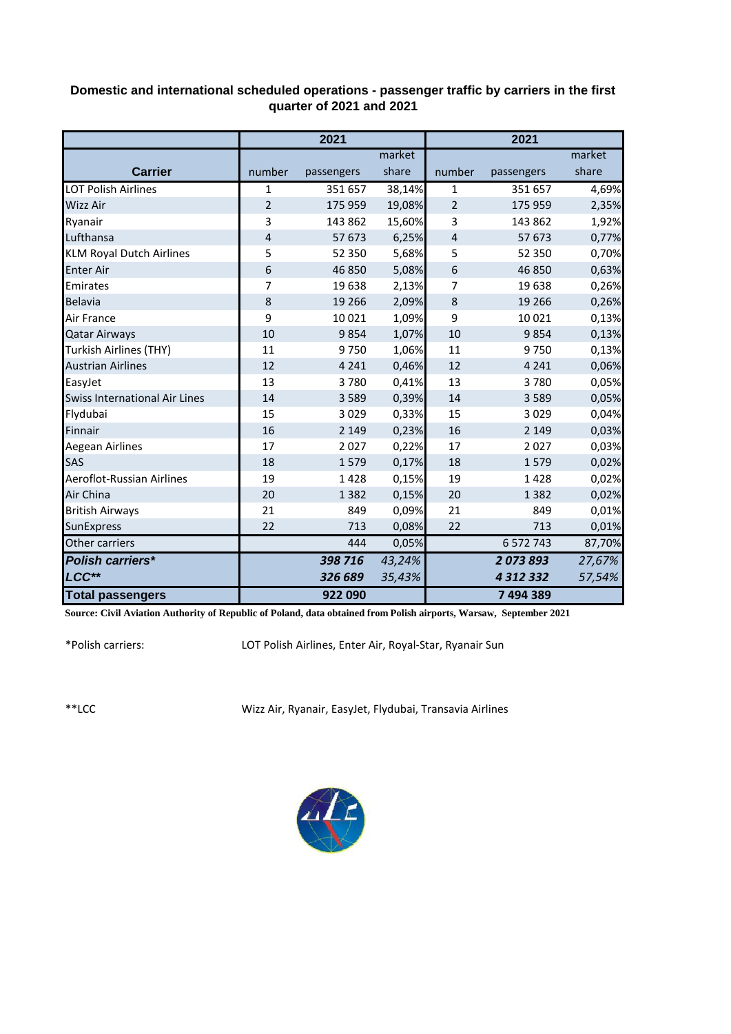**Domestic and international scheduled operations - passenger traffic by carriers in the first quarter of 2021 and 2021**

| Carrier | 2021 | | | 2021 | | |
|---|---|---|---|---|---|---|
| | number | passengers | market share | number | passengers | market share |
| LOT Polish Airlines | 1 | 351 657 | 38,14% | 1 | 351 657 | 4,69% |
| Wizz Air | 2 | 175 959 | 19,08% | 2 | 175 959 | 2,35% |
| Ryanair | 3 | 143 862 | 15,60% | 3 | 143 862 | 1,92% |
| Lufthansa | 4 | 57 673 | 6,25% | 4 | 57 673 | 0,77% |
| KLM Royal Dutch Airlines | 5 | 52 350 | 5,68% | 5 | 52 350 | 0,70% |
| Enter Air | 6 | 46 850 | 5,08% | 6 | 46 850 | 0,63% |
| Emirates | 7 | 19 638 | 2,13% | 7 | 19 638 | 0,26% |
| Belavia | 8 | 19 266 | 2,09% | 8 | 19 266 | 0,26% |
| Air France | 9 | 10 021 | 1,09% | 9 | 10 021 | 0,13% |
| Qatar Airways | 10 | 9 854 | 1,07% | 10 | 9 854 | 0,13% |
| Turkish Airlines (THY) | 11 | 9 750 | 1,06% | 11 | 9 750 | 0,13% |
| Austrian Airlines | 12 | 4 241 | 0,46% | 12 | 4 241 | 0,06% |
| EasyJet | 13 | 3 780 | 0,41% | 13 | 3 780 | 0,05% |
| Swiss International Air Lines | 14 | 3 589 | 0,39% | 14 | 3 589 | 0,05% |
| Flydubai | 15 | 3 029 | 0,33% | 15 | 3 029 | 0,04% |
| Finnair | 16 | 2 149 | 0,23% | 16 | 2 149 | 0,03% |
| Aegean Airlines | 17 | 2 027 | 0,22% | 17 | 2 027 | 0,03% |
| SAS | 18 | 1 579 | 0,17% | 18 | 1 579 | 0,02% |
| Aeroflot-Russian Airlines | 19 | 1 428 | 0,15% | 19 | 1 428 | 0,02% |
| Air China | 20 | 1 382 | 0,15% | 20 | 1 382 | 0,02% |
| British Airways | 21 | 849 | 0,09% | 21 | 849 | 0,01% |
| SunExpress | 22 | 713 | 0,08% | 22 | 713 | 0,01% |
| Other carriers | | 444 | 0,05% | | 6 572 743 | 87,70% |
| ***Polish carriers**** | | ***398 716*** | *43,24%* | | ***2 073 893*** | *27,67%* |
| ***LCC***** | | ***326 689*** | *35,43%* | | ***4 312 332*** | *57,54%* |
| **Total passengers** | | **922 090** | | | **7 494 389** | |

**Source: Civil Aviation Authority of Republic of Poland, data obtained from Polish airports, Warsaw, September 2021**

*Polish carriers: LOT Polish Airlines, Enter Air, Royal-Star, Ryanair Sun

**LCC Wizz Air, Ryanair, EasyJet, Flydubai, Transavia Airlines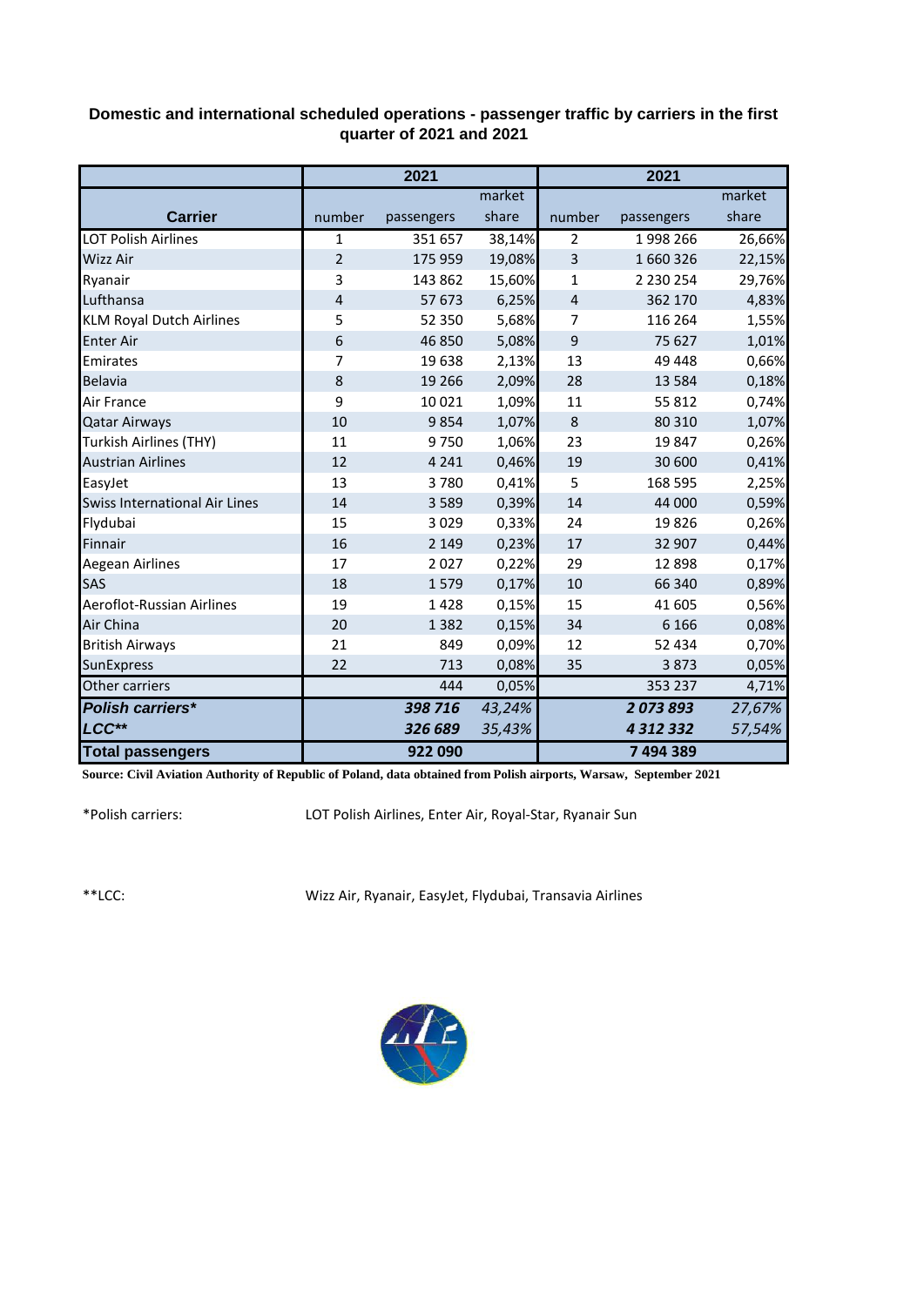**Domestic and international scheduled operations - passenger traffic by carriers in the first quarter of 2021 and 2021**

| Carrier | 2021 | | | 2021 | | |
|---|---|---|---|---|---|---|
| | number | passengers | market share | number | passengers | market share |
| LOT Polish Airlines | 1 | 351 657 | 38,14% | 2 | 1 998 266 | 26,66% |
| Wizz Air | 2 | 175 959 | 19,08% | 3 | 1 660 326 | 22,15% |
| Ryanair | 3 | 143 862 | 15,60% | 1 | 2 230 254 | 29,76% |
| Lufthansa | 4 | 57 673 | 6,25% | 4 | 362 170 | 4,83% |
| KLM Royal Dutch Airlines | 5 | 52 350 | 5,68% | 7 | 116 264 | 1,55% |
| Enter Air | 6 | 46 850 | 5,08% | 9 | 75 627 | 1,01% |
| Emirates | 7 | 19 638 | 2,13% | 13 | 49 448 | 0,66% |
| Belavia | 8 | 19 266 | 2,09% | 28 | 13 584 | 0,18% |
| Air France | 9 | 10 021 | 1,09% | 11 | 55 812 | 0,74% |
| Qatar Airways | 10 | 9 854 | 1,07% | 8 | 80 310 | 1,07% |
| Turkish Airlines (THY) | 11 | 9 750 | 1,06% | 23 | 19 847 | 0,26% |
| Austrian Airlines | 12 | 4 241 | 0,46% | 19 | 30 600 | 0,41% |
| EasyJet | 13 | 3 780 | 0,41% | 5 | 168 595 | 2,25% |
| Swiss International Air Lines | 14 | 3 589 | 0,39% | 14 | 44 000 | 0,59% |
| Flydubai | 15 | 3 029 | 0,33% | 24 | 19 826 | 0,26% |
| Finnair | 16 | 2 149 | 0,23% | 17 | 32 907 | 0,44% |
| Aegean Airlines | 17 | 2 027 | 0,22% | 29 | 12 898 | 0,17% |
| SAS | 18 | 1 579 | 0,17% | 10 | 66 340 | 0,89% |
| Aeroflot-Russian Airlines | 19 | 1 428 | 0,15% | 15 | 41 605 | 0,56% |
| Air China | 20 | 1 382 | 0,15% | 34 | 6 166 | 0,08% |
| British Airways | 21 | 849 | 0,09% | 12 | 52 434 | 0,70% |
| SunExpress | 22 | 713 | 0,08% | 35 | 3 873 | 0,05% |
| Other carriers | | 444 | 0,05% | | 353 237 | 4,71% |
| ***Polish carriers**** | | ***398 716*** | *43,24%* | | ***2 073 893*** | *27,67%* |
| ***LCC***** | | ***326 689*** | *35,43%* | | ***4 312 332*** | *57,54%* |
| **Total passengers** | | **922 090** | | | **7 494 389** | |

**Source: Civil Aviation Authority of Republic of Poland, data obtained from Polish airports, Warsaw, September 2021**

*Polish carriers: LOT Polish Airlines, Enter Air, Royal-Star, Ryanair Sun

**LCC: Wizz Air, Ryanair, EasyJet, Flydubai, Transavia Airlines